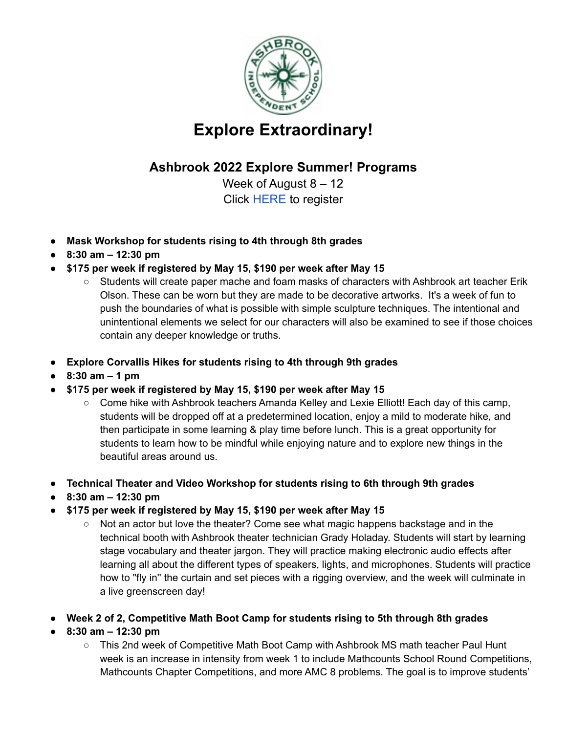# Explore Extraordinary!

## Ashbrook 2022 Explore Summer! Programs

Week of August 8 – 12

Click HERE to register

- **Mask Workshop for students rising to 4th through 8th grades**
- **8:30 am – 12:30 pm**
- **$175 per week if registered by May 15, $190 per week after May 15**
  - Students will create paper mache and foam masks of characters with Ashbrook art teacher Erik Olson. These can be worn but they are made to be decorative artworks. It's a week of fun to push the boundaries of what is possible with simple sculpture techniques. The intentional and unintentional elements we select for our characters will also be examined to see if those choices contain any deeper knowledge or truths.

- **Explore Corvallis Hikes for students rising to 4th through 9th grades**
- **8:30 am – 1 pm**
- **$175 per week if registered by May 15, $190 per week after May 15**
  - Come hike with Ashbrook teachers Amanda Kelley and Lexie Elliott! Each day of this camp, students will be dropped off at a predetermined location, enjoy a mild to moderate hike, and then participate in some learning & play time before lunch. This is a great opportunity for students to learn how to be mindful while enjoying nature and to explore new things in the beautiful areas around us.

- **Technical Theater and Video Workshop for students rising to 6th through 9th grades**
- **8:30 am – 12:30 pm**
- **$175 per week if registered by May 15, $190 per week after May 15**
  - Not an actor but love the theater? Come see what magic happens backstage and in the technical booth with Ashbrook theater technician Grady Holaday. Students will start by learning stage vocabulary and theater jargon. They will practice making electronic audio effects after learning all about the different types of speakers, lights, and microphones. Students will practice how to "fly in" the curtain and set pieces with a rigging overview, and the week will culminate in a live greenscreen day!

- **Week 2 of 2, Competitive Math Boot Camp for students rising to 5th through 8th grades**
- **8:30 am – 12:30 pm**
  - This 2nd week of Competitive Math Boot Camp with Ashbrook MS math teacher Paul Hunt week is an increase in intensity from week 1 to include Mathcounts School Round Competitions, Mathcounts Chapter Competitions, and more AMC 8 problems. The goal is to improve students'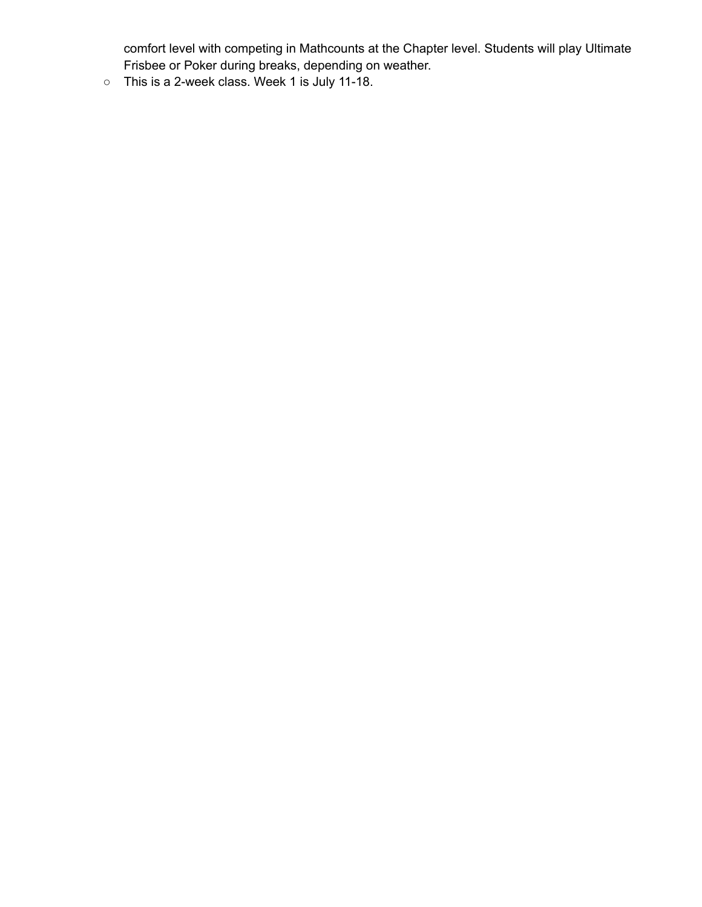comfort level with competing in Mathcounts at the Chapter level. Students will play Ultimate Frisbee or Poker during breaks, depending on weather.

- This is a 2-week class. Week 1 is July 11-18.